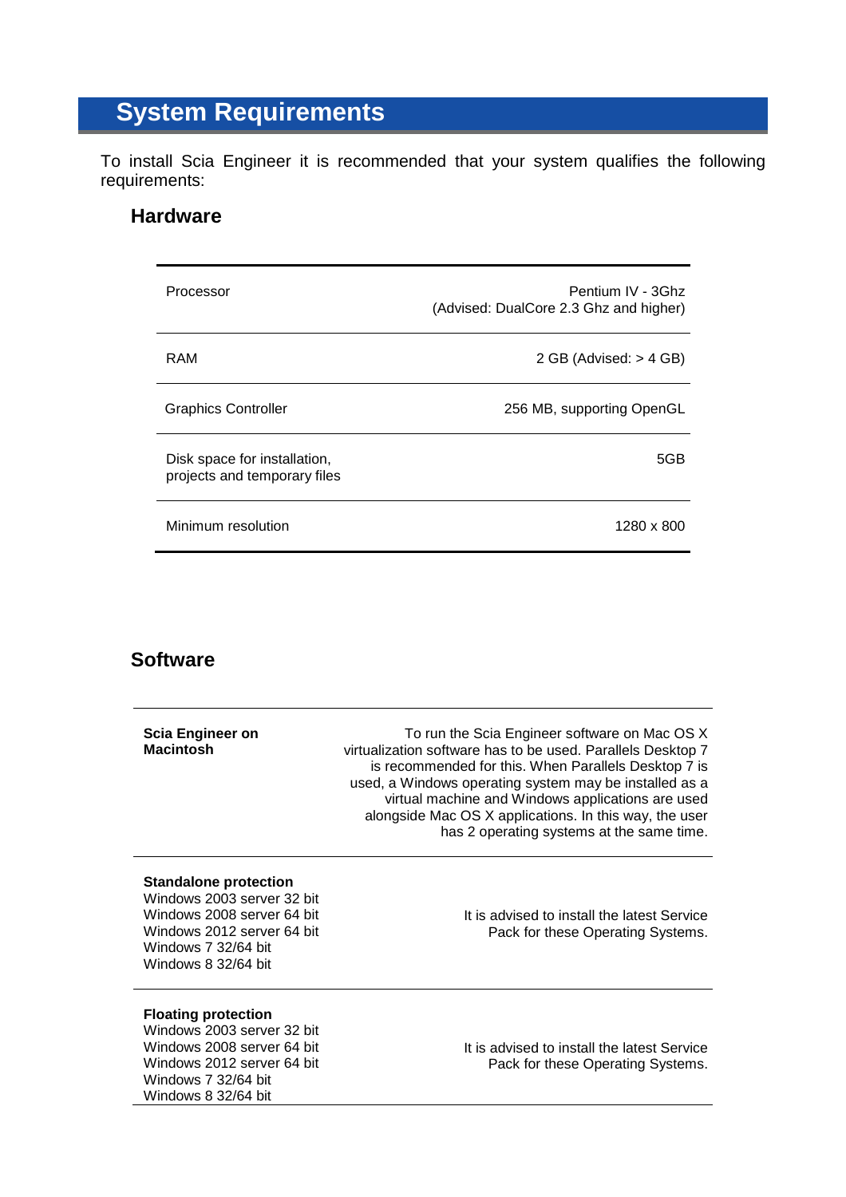# System Requirements

To install Scia Engineer it is recommended that your system qualifies the following requirements:

## Hardware

| | |
|---|---|
| Processor | Pentium IV - 3Ghz<br>(Advised: DualCore 2.3 Ghz and higher) |
| RAM | 2 GB (Advised: > 4 GB) |
| Graphics Controller | 256 MB, supporting OpenGL |
| Disk space for installation, projects and temporary files | 5GB |
| Minimum resolution | 1280 x 800 |

## Software

| | |
|---|---|
| **Scia Engineer on Macintosh** | To run the Scia Engineer software on Mac OS X virtualization software has to be used. Parallels Desktop 7 is recommended for this. When Parallels Desktop 7 is used, a Windows operating system may be installed as a virtual machine and Windows applications are used alongside Mac OS X applications. In this way, the user has 2 operating systems at the same time. |
| **Standalone protection**<br>Windows 2003 server 32 bit<br>Windows 2008 server 64 bit<br>Windows 2012 server 64 bit<br>Windows 7 32/64 bit<br>Windows 8 32/64 bit | It is advised to install the latest Service Pack for these Operating Systems. |
| **Floating protection**<br>Windows 2003 server 32 bit<br>Windows 2008 server 64 bit<br>Windows 2012 server 64 bit<br>Windows 7 32/64 bit<br>Windows 8 32/64 bit | It is advised to install the latest Service Pack for these Operating Systems. |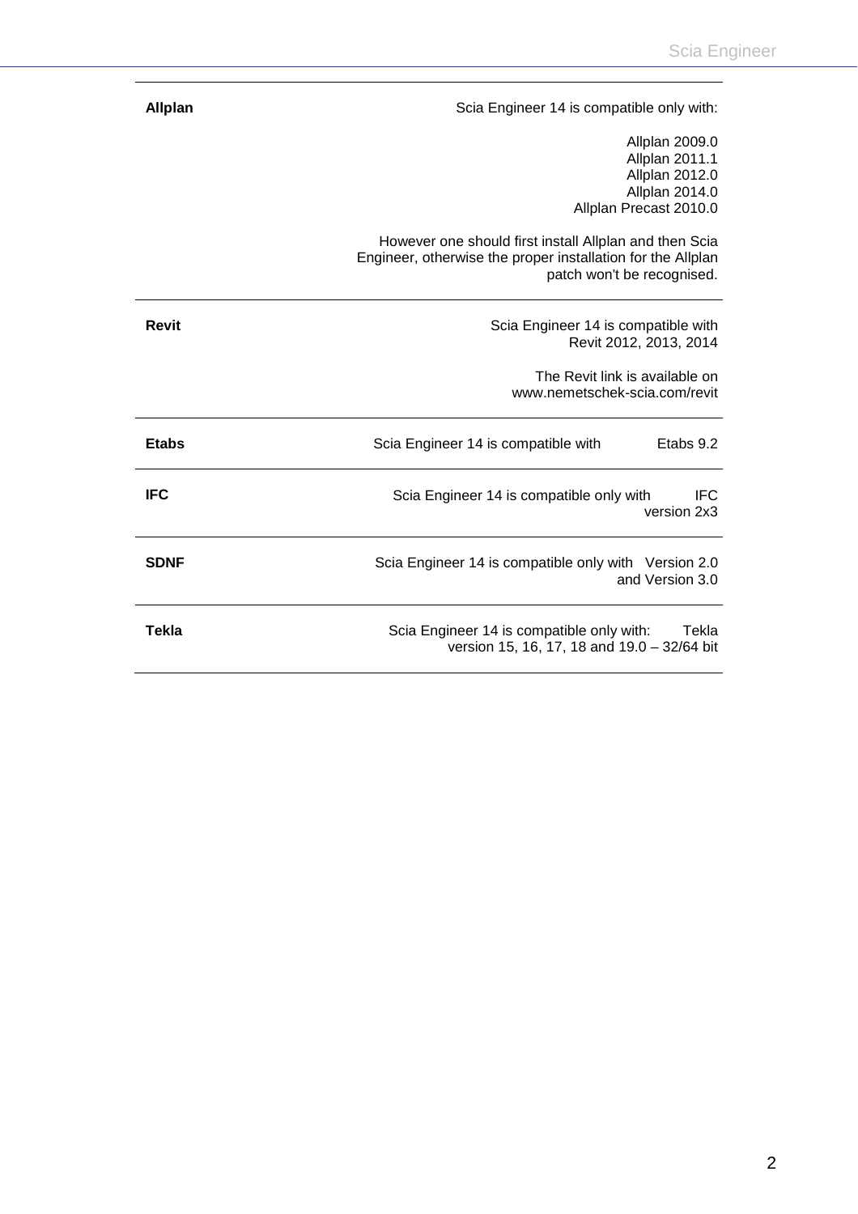| | |
|---|---|
| **Allplan** | Scia Engineer 14 is compatible only with:<br><br>Allplan 2009.0<br>Allplan 2011.1<br>Allplan 2012.0<br>Allplan 2014.0<br>Allplan Precast 2010.0<br><br>However one should first install Allplan and then Scia Engineer, otherwise the proper installation for the Allplan patch won't be recognised. |
| **Revit** | Scia Engineer 14 is compatible with Revit 2012, 2013, 2014<br><br>The Revit link is available on www.nemetschek-scia.com/revit |
| **Etabs** | Scia Engineer 14 is compatible with Etabs 9.2 |
| **IFC** | Scia Engineer 14 is compatible only with IFC version 2x3 |
| **SDNF** | Scia Engineer 14 is compatible only with Version 2.0 and Version 3.0 |
| **Tekla** | Scia Engineer 14 is compatible only with: Tekla version 15, 16, 17, 18 and 19.0 – 32/64 bit |